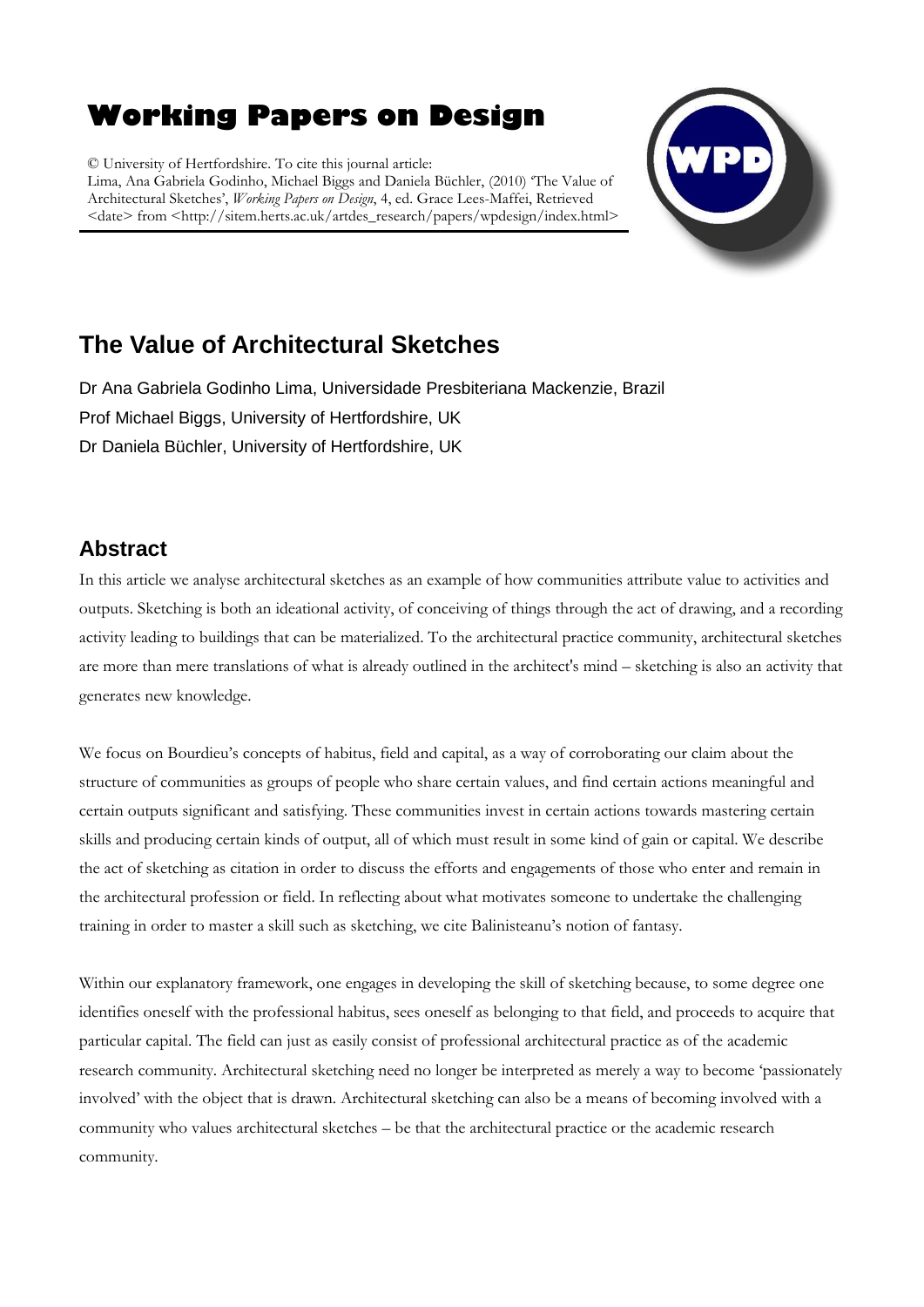# Working Papers on Design

© University of Hertfordshire. To cite this journal article:
Lima, Ana Gabriela Godinho, Michael Biggs and Daniela Büchler, (2010) 'The Value of Architectural Sketches', *Working Papers on Design*, 4, ed. Grace Lees-Maffei, Retrieved <date> from <http://sitem.herts.ac.uk/artdes_research/papers/wpdesign/index.html>

## The Value of Architectural Sketches

Dr Ana Gabriela Godinho Lima, Universidade Presbiteriana Mackenzie, Brazil
Prof Michael Biggs, University of Hertfordshire, UK
Dr Daniela Büchler, University of Hertfordshire, UK

### Abstract

In this article we analyse architectural sketches as an example of how communities attribute value to activities and outputs. Sketching is both an ideational activity, of conceiving of things through the act of drawing, and a recording activity leading to buildings that can be materialized. To the architectural practice community, architectural sketches are more than mere translations of what is already outlined in the architect's mind – sketching is also an activity that generates new knowledge.

We focus on Bourdieu's concepts of habitus, field and capital, as a way of corroborating our claim about the structure of communities as groups of people who share certain values, and find certain actions meaningful and certain outputs significant and satisfying. These communities invest in certain actions towards mastering certain skills and producing certain kinds of output, all of which must result in some kind of gain or capital. We describe the act of sketching as citation in order to discuss the efforts and engagements of those who enter and remain in the architectural profession or field. In reflecting about what motivates someone to undertake the challenging training in order to master a skill such as sketching, we cite Balinisteanu's notion of fantasy.

Within our explanatory framework, one engages in developing the skill of sketching because, to some degree one identifies oneself with the professional habitus, sees oneself as belonging to that field, and proceeds to acquire that particular capital. The field can just as easily consist of professional architectural practice as of the academic research community. Architectural sketching need no longer be interpreted as merely a way to become 'passionately involved' with the object that is drawn. Architectural sketching can also be a means of becoming involved with a community who values architectural sketches – be that the architectural practice or the academic research community.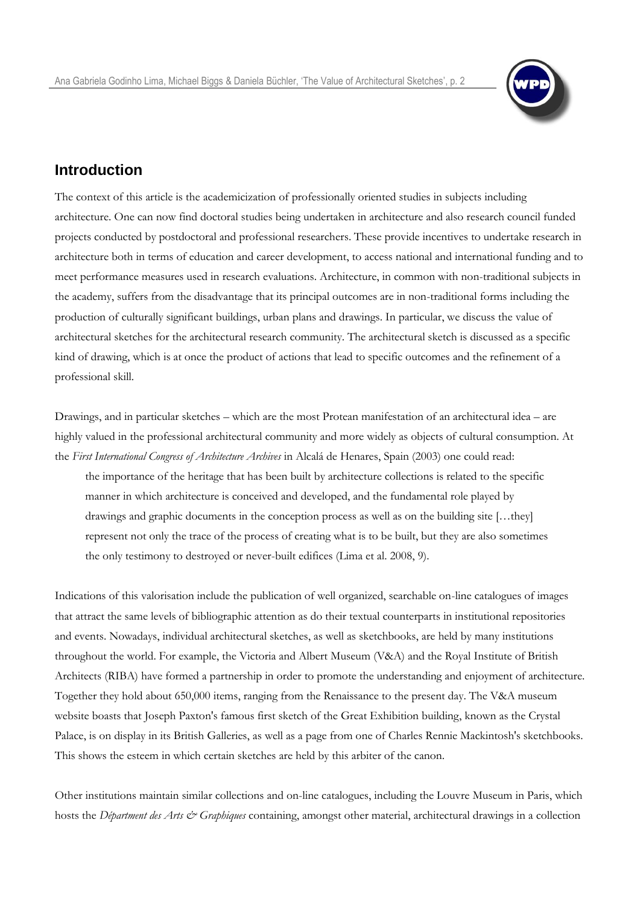## Introduction

The context of this article is the academicization of professionally oriented studies in subjects including architecture. One can now find doctoral studies being undertaken in architecture and also research council funded projects conducted by postdoctoral and professional researchers. These provide incentives to undertake research in architecture both in terms of education and career development, to access national and international funding and to meet performance measures used in research evaluations. Architecture, in common with non-traditional subjects in the academy, suffers from the disadvantage that its principal outcomes are in non-traditional forms including the production of culturally significant buildings, urban plans and drawings. In particular, we discuss the value of architectural sketches for the architectural research community. The architectural sketch is discussed as a specific kind of drawing, which is at once the product of actions that lead to specific outcomes and the refinement of a professional skill.

Drawings, and in particular sketches – which are the most Protean manifestation of an architectural idea – are highly valued in the professional architectural community and more widely as objects of cultural consumption. At the *First International Congress of Architecture Archives* in Alcalá de Henares, Spain (2003) one could read:

> the importance of the heritage that has been built by architecture collections is related to the specific manner in which architecture is conceived and developed, and the fundamental role played by drawings and graphic documents in the conception process as well as on the building site […they] represent not only the trace of the process of creating what is to be built, but they are also sometimes the only testimony to destroyed or never-built edifices (Lima et al. 2008, 9).

Indications of this valorisation include the publication of well organized, searchable on-line catalogues of images that attract the same levels of bibliographic attention as do their textual counterparts in institutional repositories and events. Nowadays, individual architectural sketches, as well as sketchbooks, are held by many institutions throughout the world. For example, the Victoria and Albert Museum (V&A) and the Royal Institute of British Architects (RIBA) have formed a partnership in order to promote the understanding and enjoyment of architecture. Together they hold about 650,000 items, ranging from the Renaissance to the present day. The V&A museum website boasts that Joseph Paxton's famous first sketch of the Great Exhibition building, known as the Crystal Palace, is on display in its British Galleries, as well as a page from one of Charles Rennie Mackintosh's sketchbooks. This shows the esteem in which certain sketches are held by this arbiter of the canon.

Other institutions maintain similar collections and on-line catalogues, including the Louvre Museum in Paris, which hosts the *Départment des Arts & Graphiques* containing, amongst other material, architectural drawings in a collection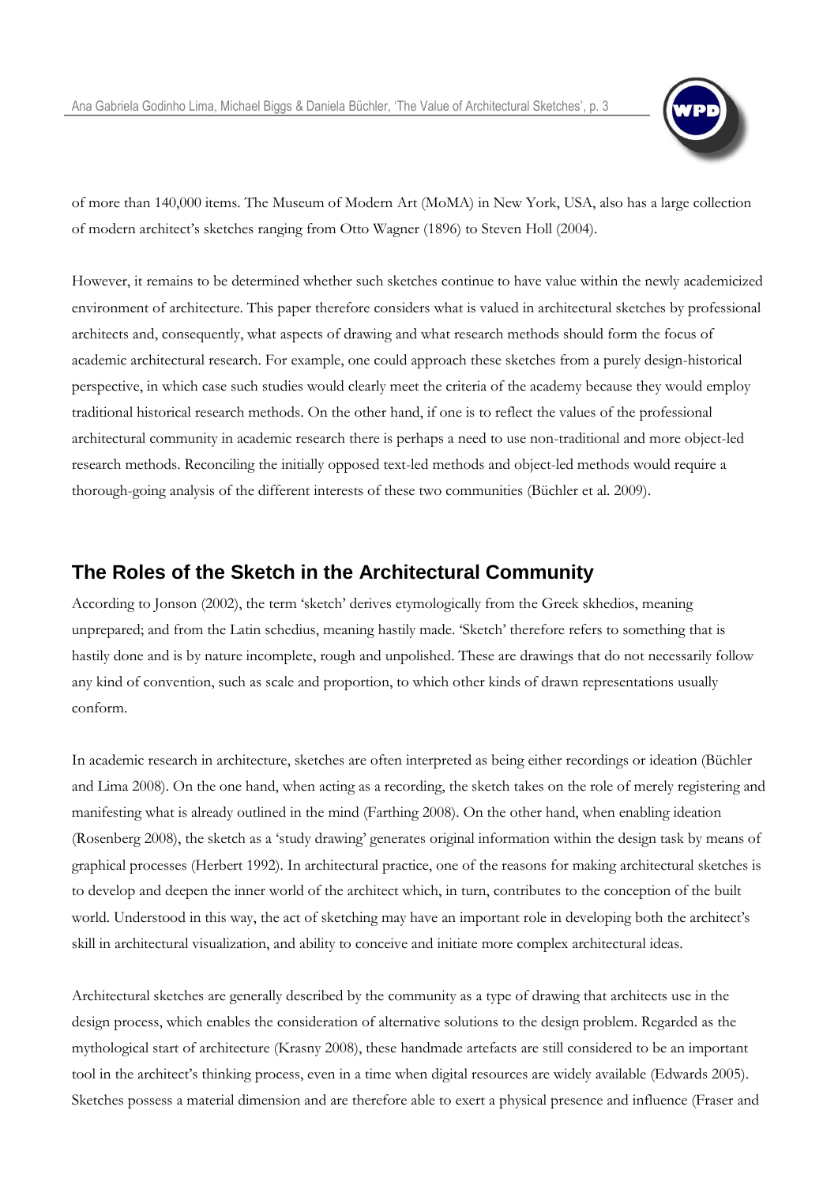of more than 140,000 items. The Museum of Modern Art (MoMA) in New York, USA, also has a large collection of modern architect's sketches ranging from Otto Wagner (1896) to Steven Holl (2004).

However, it remains to be determined whether such sketches continue to have value within the newly academicized environment of architecture. This paper therefore considers what is valued in architectural sketches by professional architects and, consequently, what aspects of drawing and what research methods should form the focus of academic architectural research. For example, one could approach these sketches from a purely design-historical perspective, in which case such studies would clearly meet the criteria of the academy because they would employ traditional historical research methods. On the other hand, if one is to reflect the values of the professional architectural community in academic research there is perhaps a need to use non-traditional and more object-led research methods. Reconciling the initially opposed text-led methods and object-led methods would require a thorough-going analysis of the different interests of these two communities (Büchler et al. 2009).

## The Roles of the Sketch in the Architectural Community

According to Jonson (2002), the term 'sketch' derives etymologically from the Greek skhedios, meaning unprepared; and from the Latin schedius, meaning hastily made. 'Sketch' therefore refers to something that is hastily done and is by nature incomplete, rough and unpolished. These are drawings that do not necessarily follow any kind of convention, such as scale and proportion, to which other kinds of drawn representations usually conform.

In academic research in architecture, sketches are often interpreted as being either recordings or ideation (Büchler and Lima 2008). On the one hand, when acting as a recording, the sketch takes on the role of merely registering and manifesting what is already outlined in the mind (Farthing 2008). On the other hand, when enabling ideation (Rosenberg 2008), the sketch as a 'study drawing' generates original information within the design task by means of graphical processes (Herbert 1992). In architectural practice, one of the reasons for making architectural sketches is to develop and deepen the inner world of the architect which, in turn, contributes to the conception of the built world. Understood in this way, the act of sketching may have an important role in developing both the architect's skill in architectural visualization, and ability to conceive and initiate more complex architectural ideas.

Architectural sketches are generally described by the community as a type of drawing that architects use in the design process, which enables the consideration of alternative solutions to the design problem. Regarded as the mythological start of architecture (Krasny 2008), these handmade artefacts are still considered to be an important tool in the architect's thinking process, even in a time when digital resources are widely available (Edwards 2005). Sketches possess a material dimension and are therefore able to exert a physical presence and influence (Fraser and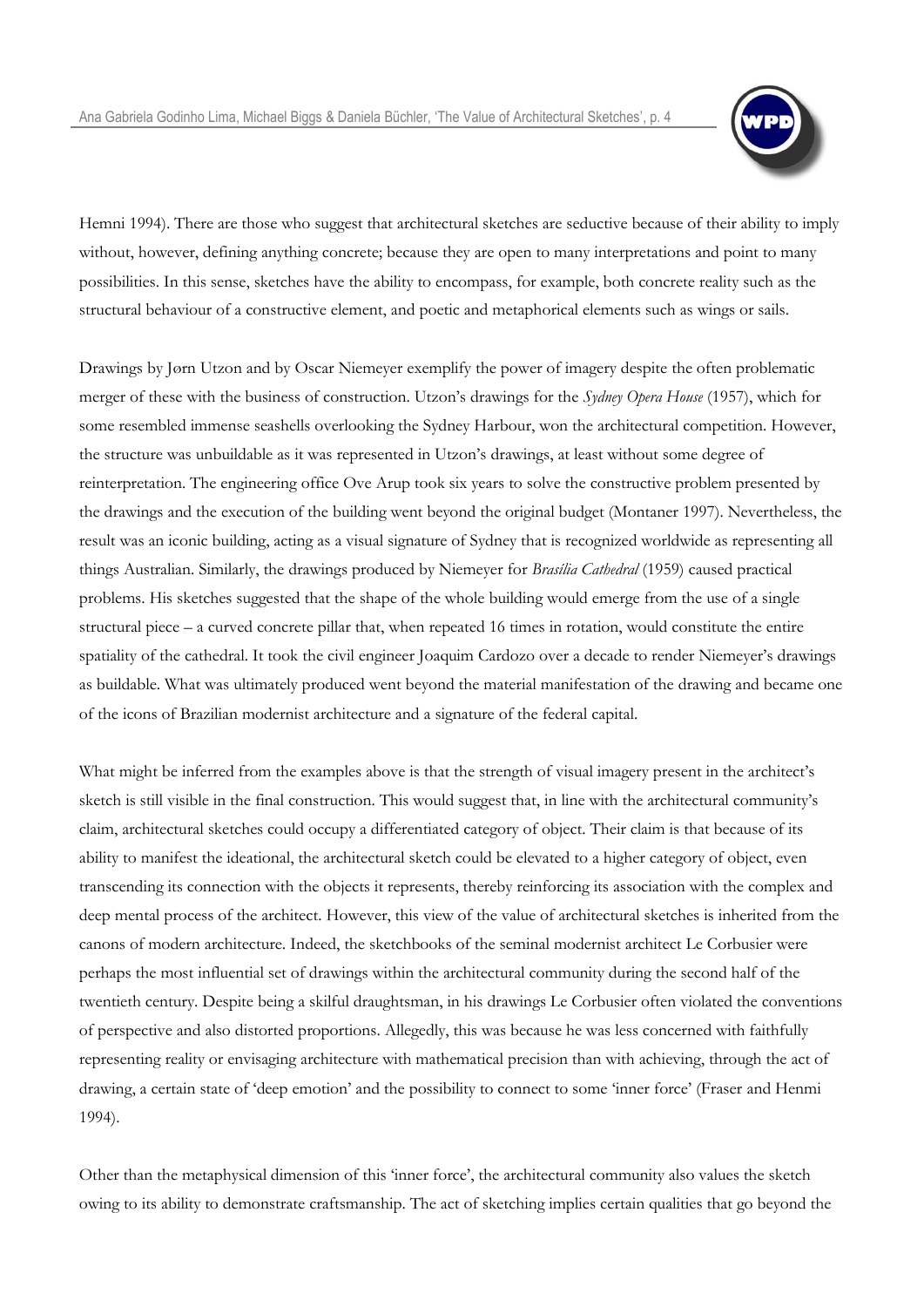Hemni 1994). There are those who suggest that architectural sketches are seductive because of their ability to imply without, however, defining anything concrete; because they are open to many interpretations and point to many possibilities. In this sense, sketches have the ability to encompass, for example, both concrete reality such as the structural behaviour of a constructive element, and poetic and metaphorical elements such as wings or sails.

Drawings by Jørn Utzon and by Oscar Niemeyer exemplify the power of imagery despite the often problematic merger of these with the business of construction. Utzon's drawings for the *Sydney Opera House* (1957), which for some resembled immense seashells overlooking the Sydney Harbour, won the architectural competition. However, the structure was unbuildable as it was represented in Utzon's drawings, at least without some degree of reinterpretation. The engineering office Ove Arup took six years to solve the constructive problem presented by the drawings and the execution of the building went beyond the original budget (Montaner 1997). Nevertheless, the result was an iconic building, acting as a visual signature of Sydney that is recognized worldwide as representing all things Australian. Similarly, the drawings produced by Niemeyer for *Brasília Cathedral* (1959) caused practical problems. His sketches suggested that the shape of the whole building would emerge from the use of a single structural piece – a curved concrete pillar that, when repeated 16 times in rotation, would constitute the entire spatiality of the cathedral. It took the civil engineer Joaquim Cardozo over a decade to render Niemeyer's drawings as buildable. What was ultimately produced went beyond the material manifestation of the drawing and became one of the icons of Brazilian modernist architecture and a signature of the federal capital.

What might be inferred from the examples above is that the strength of visual imagery present in the architect's sketch is still visible in the final construction. This would suggest that, in line with the architectural community's claim, architectural sketches could occupy a differentiated category of object. Their claim is that because of its ability to manifest the ideational, the architectural sketch could be elevated to a higher category of object, even transcending its connection with the objects it represents, thereby reinforcing its association with the complex and deep mental process of the architect. However, this view of the value of architectural sketches is inherited from the canons of modern architecture. Indeed, the sketchbooks of the seminal modernist architect Le Corbusier were perhaps the most influential set of drawings within the architectural community during the second half of the twentieth century. Despite being a skilful draughtsman, in his drawings Le Corbusier often violated the conventions of perspective and also distorted proportions. Allegedly, this was because he was less concerned with faithfully representing reality or envisaging architecture with mathematical precision than with achieving, through the act of drawing, a certain state of 'deep emotion' and the possibility to connect to some 'inner force' (Fraser and Henmi 1994).

Other than the metaphysical dimension of this 'inner force', the architectural community also values the sketch owing to its ability to demonstrate craftsmanship. The act of sketching implies certain qualities that go beyond the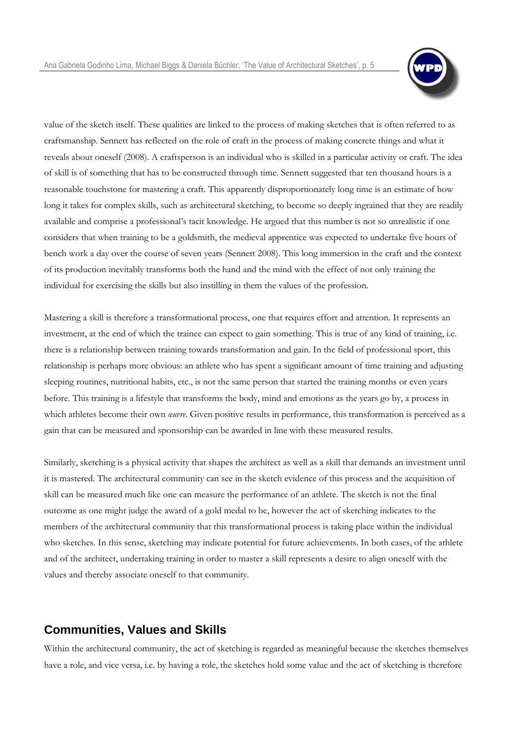value of the sketch itself. These qualities are linked to the process of making sketches that is often referred to as craftsmanship. Sennett has reflected on the role of craft in the process of making concrete things and what it reveals about oneself (2008). A craftsperson is an individual who is skilled in a particular activity or craft. The idea of skill is of something that has to be constructed through time. Sennett suggested that ten thousand hours is a reasonable touchstone for mastering a craft. This apparently disproportionately long time is an estimate of how long it takes for complex skills, such as architectural sketching, to become so deeply ingrained that they are readily available and comprise a professional's tacit knowledge. He argued that this number is not so unrealistic if one considers that when training to be a goldsmith, the medieval apprentice was expected to undertake five hours of bench work a day over the course of seven years (Sennett 2008). This long immersion in the craft and the context of its production inevitably transforms both the hand and the mind with the effect of not only training the individual for exercising the skills but also instilling in them the values of the profession.

Mastering a skill is therefore a transformational process, one that requires effort and attention. It represents an investment, at the end of which the trainee can expect to gain something. This is true of any kind of training, i.e. there is a relationship between training towards transformation and gain. In the field of professional sport, this relationship is perhaps more obvious: an athlete who has spent a significant amount of time training and adjusting sleeping routines, nutritional habits, etc., is not the same person that started the training months or even years before. This training is a lifestyle that transforms the body, mind and emotions as the years go by, a process in which athletes become their own *œuvre*. Given positive results in performance, this transformation is perceived as a gain that can be measured and sponsorship can be awarded in line with these measured results.

Similarly, sketching is a physical activity that shapes the architect as well as a skill that demands an investment until it is mastered. The architectural community can see in the sketch evidence of this process and the acquisition of skill can be measured much like one can measure the performance of an athlete. The sketch is not the final outcome as one might judge the award of a gold medal to be, however the act of sketching indicates to the members of the architectural community that this transformational process is taking place within the individual who sketches. In this sense, sketching may indicate potential for future achievements. In both cases, of the athlete and of the architect, undertaking training in order to master a skill represents a desire to align oneself with the values and thereby associate oneself to that community.

## Communities, Values and Skills

Within the architectural community, the act of sketching is regarded as meaningful because the sketches themselves have a role, and vice versa, i.e. by having a role, the sketches hold some value and the act of sketching is therefore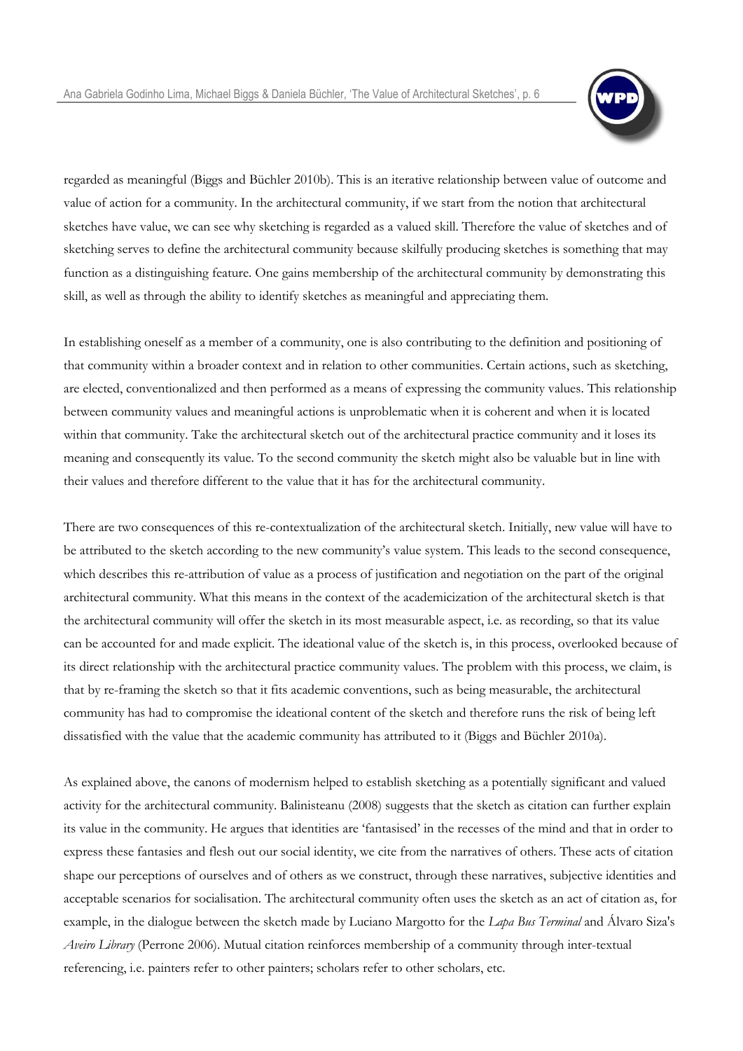regarded as meaningful (Biggs and Büchler 2010b). This is an iterative relationship between value of outcome and value of action for a community. In the architectural community, if we start from the notion that architectural sketches have value, we can see why sketching is regarded as a valued skill. Therefore the value of sketches and of sketching serves to define the architectural community because skilfully producing sketches is something that may function as a distinguishing feature. One gains membership of the architectural community by demonstrating this skill, as well as through the ability to identify sketches as meaningful and appreciating them.

In establishing oneself as a member of a community, one is also contributing to the definition and positioning of that community within a broader context and in relation to other communities. Certain actions, such as sketching, are elected, conventionalized and then performed as a means of expressing the community values. This relationship between community values and meaningful actions is unproblematic when it is coherent and when it is located within that community. Take the architectural sketch out of the architectural practice community and it loses its meaning and consequently its value. To the second community the sketch might also be valuable but in line with their values and therefore different to the value that it has for the architectural community.

There are two consequences of this re-contextualization of the architectural sketch. Initially, new value will have to be attributed to the sketch according to the new community's value system. This leads to the second consequence, which describes this re-attribution of value as a process of justification and negotiation on the part of the original architectural community. What this means in the context of the academicization of the architectural sketch is that the architectural community will offer the sketch in its most measurable aspect, i.e. as recording, so that its value can be accounted for and made explicit. The ideational value of the sketch is, in this process, overlooked because of its direct relationship with the architectural practice community values. The problem with this process, we claim, is that by re-framing the sketch so that it fits academic conventions, such as being measurable, the architectural community has had to compromise the ideational content of the sketch and therefore runs the risk of being left dissatisfied with the value that the academic community has attributed to it (Biggs and Büchler 2010a).

As explained above, the canons of modernism helped to establish sketching as a potentially significant and valued activity for the architectural community. Balinisteanu (2008) suggests that the sketch as citation can further explain its value in the community. He argues that identities are 'fantasised' in the recesses of the mind and that in order to express these fantasies and flesh out our social identity, we cite from the narratives of others. These acts of citation shape our perceptions of ourselves and of others as we construct, through these narratives, subjective identities and acceptable scenarios for socialisation. The architectural community often uses the sketch as an act of citation as, for example, in the dialogue between the sketch made by Luciano Margotto for the *Lapa Bus Terminal* and Álvaro Siza's *Aveiro Library* (Perrone 2006). Mutual citation reinforces membership of a community through inter-textual referencing, i.e. painters refer to other painters; scholars refer to other scholars, etc.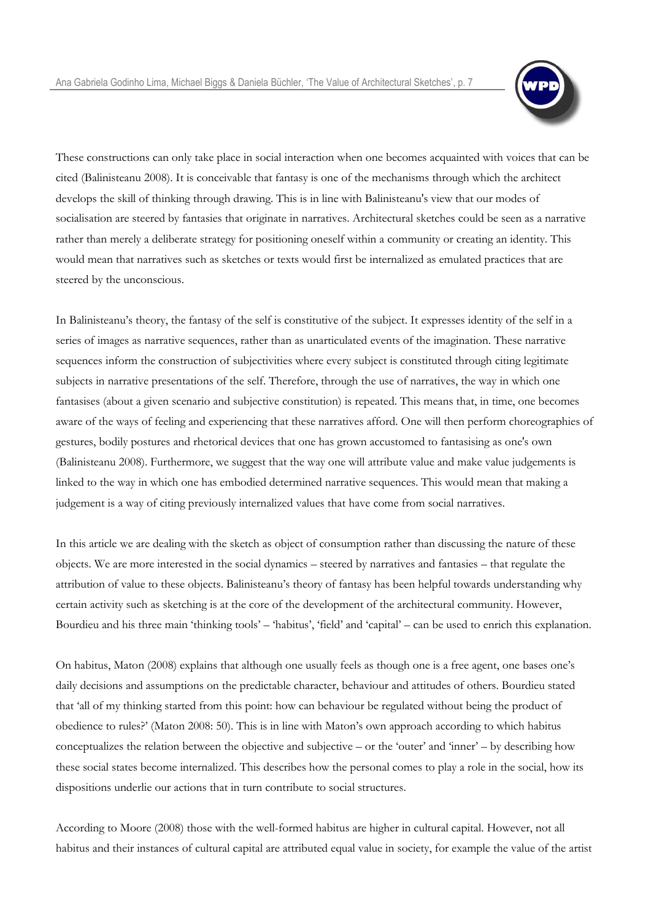These constructions can only take place in social interaction when one becomes acquainted with voices that can be cited (Balinisteanu 2008). It is conceivable that fantasy is one of the mechanisms through which the architect develops the skill of thinking through drawing. This is in line with Balinisteanu's view that our modes of socialisation are steered by fantasies that originate in narratives. Architectural sketches could be seen as a narrative rather than merely a deliberate strategy for positioning oneself within a community or creating an identity. This would mean that narratives such as sketches or texts would first be internalized as emulated practices that are steered by the unconscious.

In Balinisteanu's theory, the fantasy of the self is constitutive of the subject. It expresses identity of the self in a series of images as narrative sequences, rather than as unarticulated events of the imagination. These narrative sequences inform the construction of subjectivities where every subject is constituted through citing legitimate subjects in narrative presentations of the self. Therefore, through the use of narratives, the way in which one fantasises (about a given scenario and subjective constitution) is repeated. This means that, in time, one becomes aware of the ways of feeling and experiencing that these narratives afford. One will then perform choreographies of gestures, bodily postures and rhetorical devices that one has grown accustomed to fantasising as one's own (Balinisteanu 2008). Furthermore, we suggest that the way one will attribute value and make value judgements is linked to the way in which one has embodied determined narrative sequences. This would mean that making a judgement is a way of citing previously internalized values that have come from social narratives.

In this article we are dealing with the sketch as object of consumption rather than discussing the nature of these objects. We are more interested in the social dynamics – steered by narratives and fantasies – that regulate the attribution of value to these objects. Balinisteanu's theory of fantasy has been helpful towards understanding why certain activity such as sketching is at the core of the development of the architectural community. However, Bourdieu and his three main 'thinking tools' – 'habitus', 'field' and 'capital' – can be used to enrich this explanation.

On habitus, Maton (2008) explains that although one usually feels as though one is a free agent, one bases one's daily decisions and assumptions on the predictable character, behaviour and attitudes of others. Bourdieu stated that 'all of my thinking started from this point: how can behaviour be regulated without being the product of obedience to rules?' (Maton 2008: 50). This is in line with Maton's own approach according to which habitus conceptualizes the relation between the objective and subjective – or the 'outer' and 'inner' – by describing how these social states become internalized. This describes how the personal comes to play a role in the social, how its dispositions underlie our actions that in turn contribute to social structures.

According to Moore (2008) those with the well-formed habitus are higher in cultural capital. However, not all habitus and their instances of cultural capital are attributed equal value in society, for example the value of the artist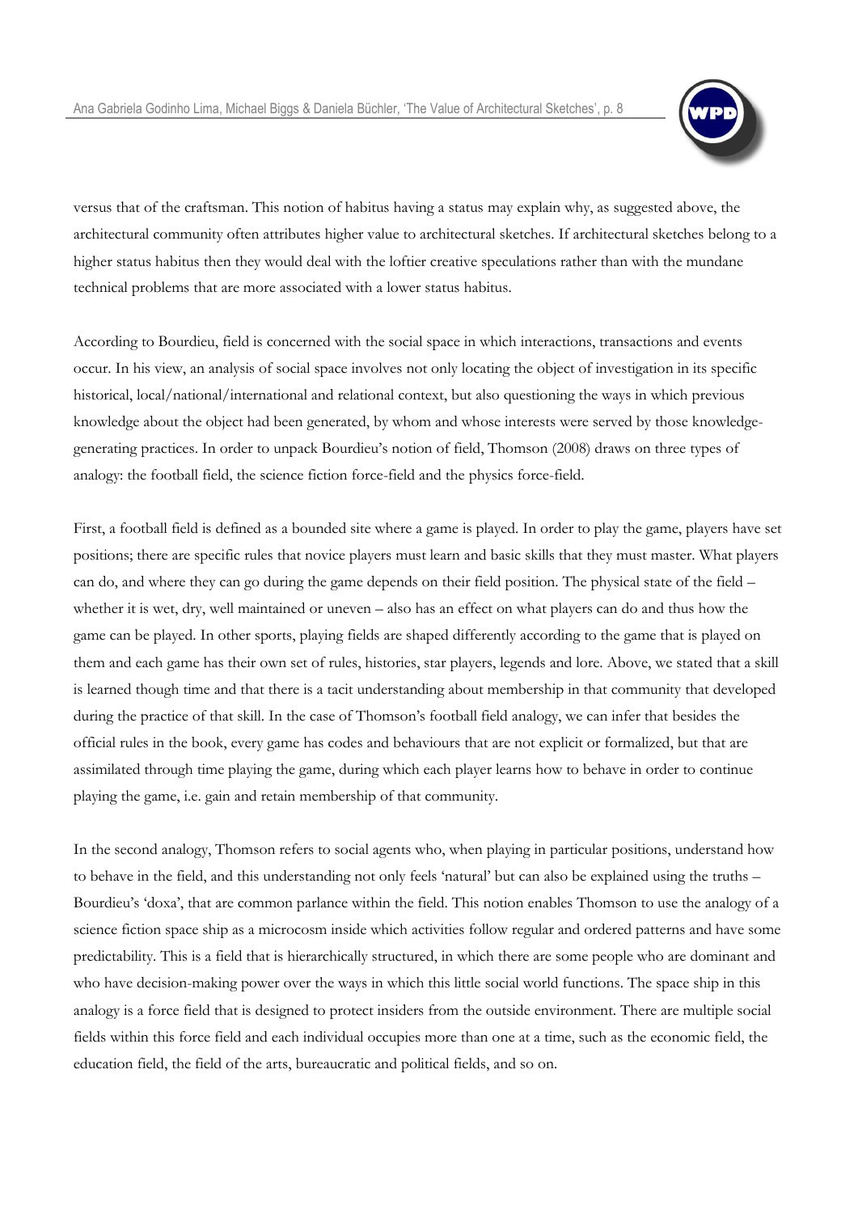versus that of the craftsman. This notion of habitus having a status may explain why, as suggested above, the architectural community often attributes higher value to architectural sketches. If architectural sketches belong to a higher status habitus then they would deal with the loftier creative speculations rather than with the mundane technical problems that are more associated with a lower status habitus.

According to Bourdieu, field is concerned with the social space in which interactions, transactions and events occur. In his view, an analysis of social space involves not only locating the object of investigation in its specific historical, local/national/international and relational context, but also questioning the ways in which previous knowledge about the object had been generated, by whom and whose interests were served by those knowledge-generating practices. In order to unpack Bourdieu's notion of field, Thomson (2008) draws on three types of analogy: the football field, the science fiction force-field and the physics force-field.

First, a football field is defined as a bounded site where a game is played. In order to play the game, players have set positions; there are specific rules that novice players must learn and basic skills that they must master. What players can do, and where they can go during the game depends on their field position. The physical state of the field – whether it is wet, dry, well maintained or uneven – also has an effect on what players can do and thus how the game can be played. In other sports, playing fields are shaped differently according to the game that is played on them and each game has their own set of rules, histories, star players, legends and lore. Above, we stated that a skill is learned though time and that there is a tacit understanding about membership in that community that developed during the practice of that skill. In the case of Thomson's football field analogy, we can infer that besides the official rules in the book, every game has codes and behaviours that are not explicit or formalized, but that are assimilated through time playing the game, during which each player learns how to behave in order to continue playing the game, i.e. gain and retain membership of that community.

In the second analogy, Thomson refers to social agents who, when playing in particular positions, understand how to behave in the field, and this understanding not only feels 'natural' but can also be explained using the truths – Bourdieu's 'doxa', that are common parlance within the field. This notion enables Thomson to use the analogy of a science fiction space ship as a microcosm inside which activities follow regular and ordered patterns and have some predictability. This is a field that is hierarchically structured, in which there are some people who are dominant and who have decision-making power over the ways in which this little social world functions. The space ship in this analogy is a force field that is designed to protect insiders from the outside environment. There are multiple social fields within this force field and each individual occupies more than one at a time, such as the economic field, the education field, the field of the arts, bureaucratic and political fields, and so on.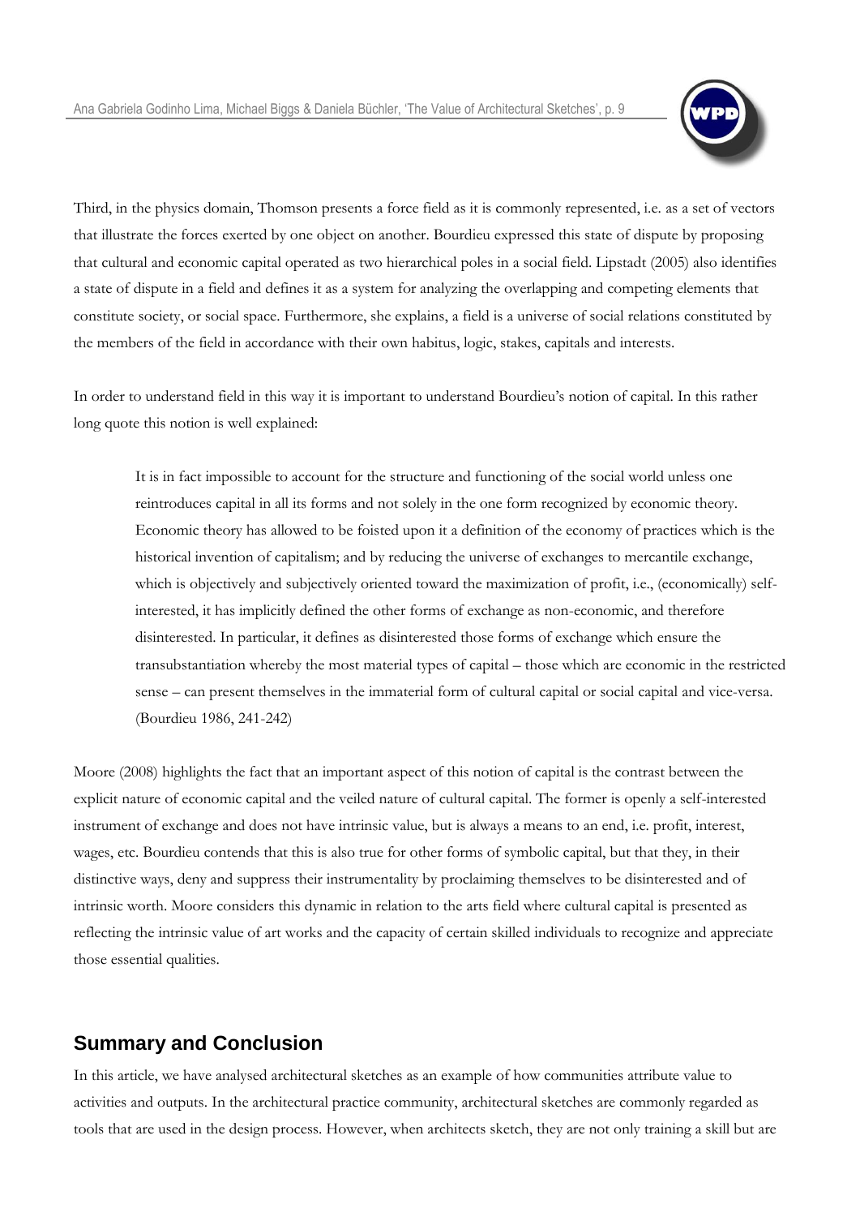Third, in the physics domain, Thomson presents a force field as it is commonly represented, i.e. as a set of vectors that illustrate the forces exerted by one object on another. Bourdieu expressed this state of dispute by proposing that cultural and economic capital operated as two hierarchical poles in a social field. Lipstadt (2005) also identifies a state of dispute in a field and defines it as a system for analyzing the overlapping and competing elements that constitute society, or social space. Furthermore, she explains, a field is a universe of social relations constituted by the members of the field in accordance with their own habitus, logic, stakes, capitals and interests.

In order to understand field in this way it is important to understand Bourdieu's notion of capital. In this rather long quote this notion is well explained:

> It is in fact impossible to account for the structure and functioning of the social world unless one reintroduces capital in all its forms and not solely in the one form recognized by economic theory. Economic theory has allowed to be foisted upon it a definition of the economy of practices which is the historical invention of capitalism; and by reducing the universe of exchanges to mercantile exchange, which is objectively and subjectively oriented toward the maximization of profit, i.e., (economically) self-interested, it has implicitly defined the other forms of exchange as non-economic, and therefore disinterested. In particular, it defines as disinterested those forms of exchange which ensure the transubstantiation whereby the most material types of capital – those which are economic in the restricted sense – can present themselves in the immaterial form of cultural capital or social capital and vice-versa. (Bourdieu 1986, 241-242)

Moore (2008) highlights the fact that an important aspect of this notion of capital is the contrast between the explicit nature of economic capital and the veiled nature of cultural capital. The former is openly a self-interested instrument of exchange and does not have intrinsic value, but is always a means to an end, i.e. profit, interest, wages, etc. Bourdieu contends that this is also true for other forms of symbolic capital, but that they, in their distinctive ways, deny and suppress their instrumentality by proclaiming themselves to be disinterested and of intrinsic worth. Moore considers this dynamic in relation to the arts field where cultural capital is presented as reflecting the intrinsic value of art works and the capacity of certain skilled individuals to recognize and appreciate those essential qualities.

## Summary and Conclusion

In this article, we have analysed architectural sketches as an example of how communities attribute value to activities and outputs. In the architectural practice community, architectural sketches are commonly regarded as tools that are used in the design process. However, when architects sketch, they are not only training a skill but are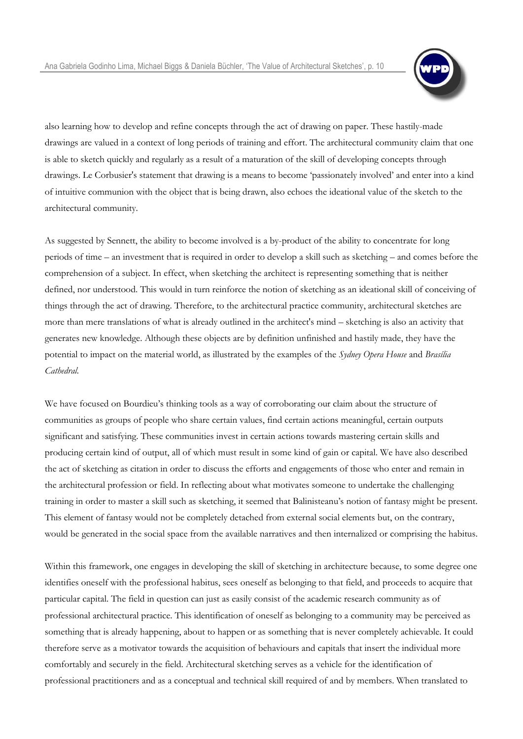also learning how to develop and refine concepts through the act of drawing on paper. These hastily-made drawings are valued in a context of long periods of training and effort. The architectural community claim that one is able to sketch quickly and regularly as a result of a maturation of the skill of developing concepts through drawings. Le Corbusier's statement that drawing is a means to become 'passionately involved' and enter into a kind of intuitive communion with the object that is being drawn, also echoes the ideational value of the sketch to the architectural community.

As suggested by Sennett, the ability to become involved is a by-product of the ability to concentrate for long periods of time – an investment that is required in order to develop a skill such as sketching – and comes before the comprehension of a subject. In effect, when sketching the architect is representing something that is neither defined, nor understood. This would in turn reinforce the notion of sketching as an ideational skill of conceiving of things through the act of drawing. Therefore, to the architectural practice community, architectural sketches are more than mere translations of what is already outlined in the architect's mind – sketching is also an activity that generates new knowledge. Although these objects are by definition unfinished and hastily made, they have the potential to impact on the material world, as illustrated by the examples of the *Sydney Opera House* and *Brasília Cathedral*.

We have focused on Bourdieu's thinking tools as a way of corroborating our claim about the structure of communities as groups of people who share certain values, find certain actions meaningful, certain outputs significant and satisfying. These communities invest in certain actions towards mastering certain skills and producing certain kind of output, all of which must result in some kind of gain or capital. We have also described the act of sketching as citation in order to discuss the efforts and engagements of those who enter and remain in the architectural profession or field. In reflecting about what motivates someone to undertake the challenging training in order to master a skill such as sketching, it seemed that Balinisteanu's notion of fantasy might be present. This element of fantasy would not be completely detached from external social elements but, on the contrary, would be generated in the social space from the available narratives and then internalized or comprising the habitus.

Within this framework, one engages in developing the skill of sketching in architecture because, to some degree one identifies oneself with the professional habitus, sees oneself as belonging to that field, and proceeds to acquire that particular capital. The field in question can just as easily consist of the academic research community as of professional architectural practice. This identification of oneself as belonging to a community may be perceived as something that is already happening, about to happen or as something that is never completely achievable. It could therefore serve as a motivator towards the acquisition of behaviours and capitals that insert the individual more comfortably and securely in the field. Architectural sketching serves as a vehicle for the identification of professional practitioners and as a conceptual and technical skill required of and by members. When translated to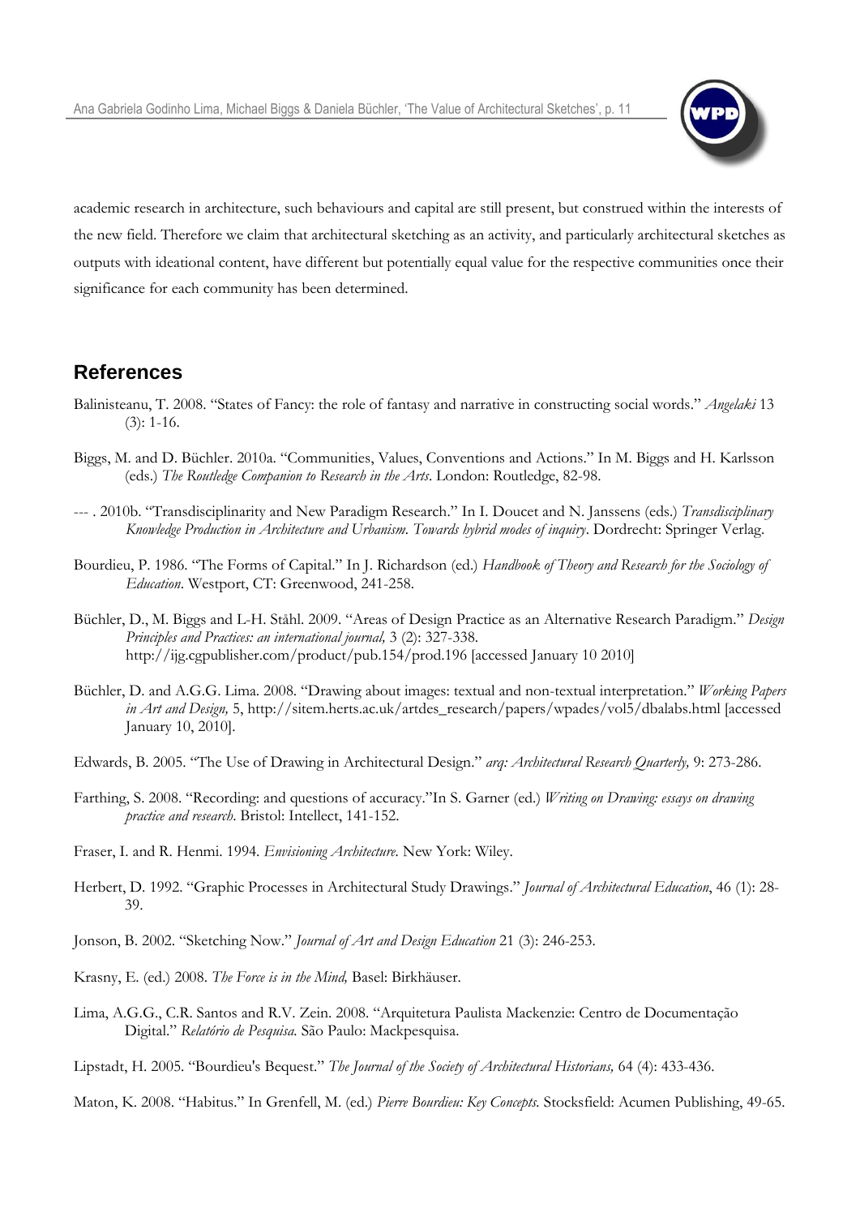academic research in architecture, such behaviours and capital are still present, but construed within the interests of the new field. Therefore we claim that architectural sketching as an activity, and particularly architectural sketches as outputs with ideational content, have different but potentially equal value for the respective communities once their significance for each community has been determined.

## References

Balinisteanu, T. 2008. "States of Fancy: the role of fantasy and narrative in constructing social words." *Angelaki* 13 (3): 1-16.

Biggs, M. and D. Büchler. 2010a. "Communities, Values, Conventions and Actions." In M. Biggs and H. Karlsson (eds.) *The Routledge Companion to Research in the Arts*. London: Routledge, 82-98.

--- . 2010b. "Transdisciplinarity and New Paradigm Research." In I. Doucet and N. Janssens (eds.) *Transdisciplinary Knowledge Production in Architecture and Urbanism. Towards hybrid modes of inquiry*. Dordrecht: Springer Verlag.

Bourdieu, P. 1986. "The Forms of Capital." In J. Richardson (ed.) *Handbook of Theory and Research for the Sociology of Education*. Westport, CT: Greenwood, 241-258.

Büchler, D., M. Biggs and L-H. Ståhl. 2009. "Areas of Design Practice as an Alternative Research Paradigm." *Design Principles and Practices: an international journal,* 3 (2): 327-338. http://ijg.cgpublisher.com/product/pub.154/prod.196 [accessed January 10 2010]

Büchler, D. and A.G.G. Lima. 2008. "Drawing about images: textual and non-textual interpretation." *Working Papers in Art and Design,* 5, http://sitem.herts.ac.uk/artdes_research/papers/wpades/vol5/dbalabs.html [accessed January 10, 2010].

Edwards, B. 2005. "The Use of Drawing in Architectural Design." *arq: Architectural Research Quarterly,* 9: 273-286.

Farthing, S. 2008. "Recording: and questions of accuracy."In S. Garner (ed.) *Writing on Drawing: essays on drawing practice and research*. Bristol: Intellect, 141-152.

Fraser, I. and R. Henmi. 1994. *Envisioning Architecture.* New York: Wiley.

Herbert, D. 1992. "Graphic Processes in Architectural Study Drawings." *Journal of Architectural Education*, 46 (1): 28-39.

Jonson, B. 2002. "Sketching Now." *Journal of Art and Design Education* 21 (3): 246-253.

Krasny, E. (ed.) 2008. *The Force is in the Mind,* Basel: Birkhäuser.

Lima, A.G.G., C.R. Santos and R.V. Zein. 2008. "Arquitetura Paulista Mackenzie: Centro de Documentação Digital." *Relatório de Pesquisa.* São Paulo: Mackpesquisa.

Lipstadt, H. 2005. "Bourdieu's Bequest." *The Journal of the Society of Architectural Historians,* 64 (4): 433-436.

Maton, K. 2008. "Habitus." In Grenfell, M. (ed.) *Pierre Bourdieu: Key Concepts.* Stocksfield: Acumen Publishing, 49-65.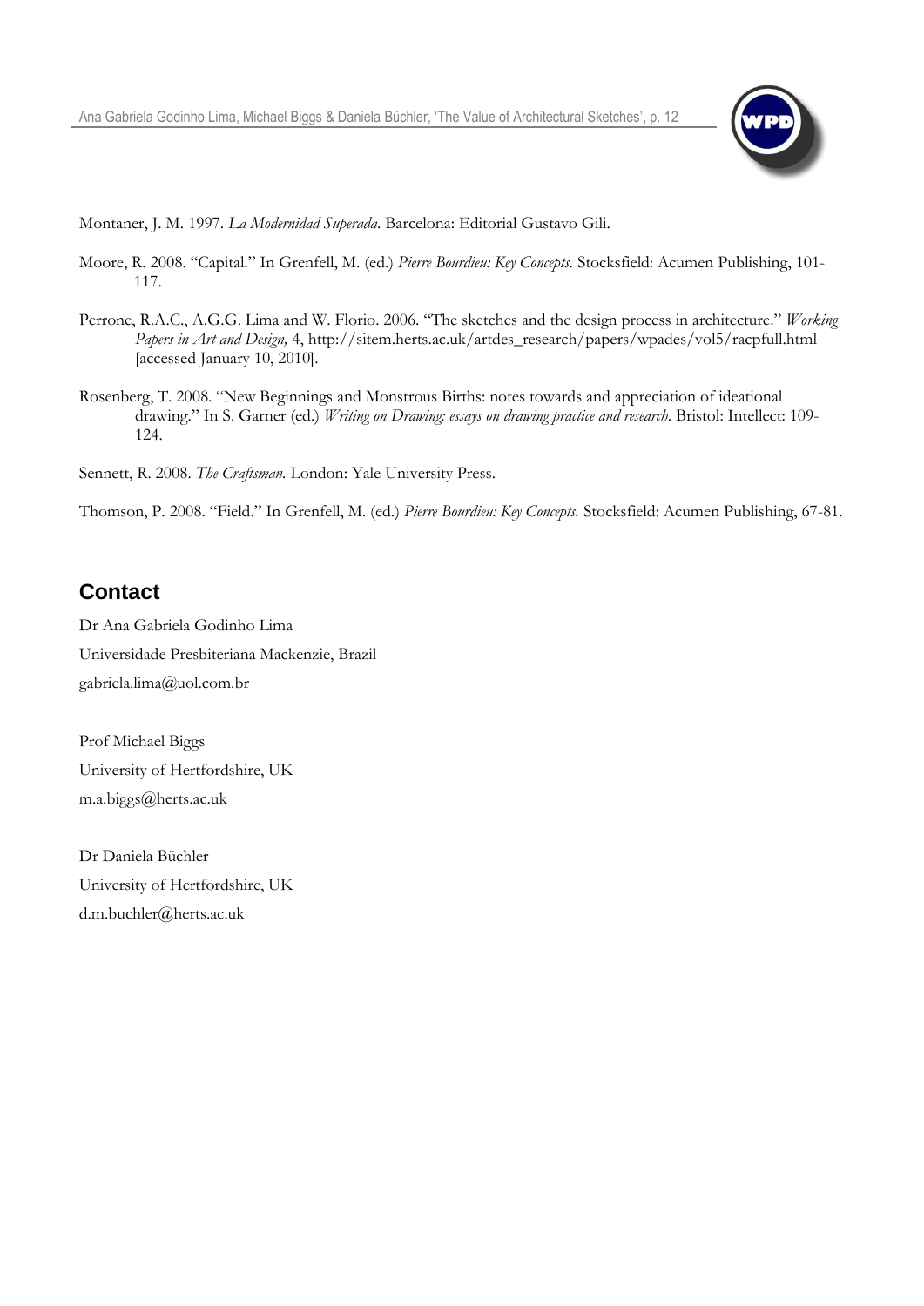Montaner, J. M. 1997. *La Modernidad Superada*. Barcelona: Editorial Gustavo Gili.

Moore, R. 2008. "Capital." In Grenfell, M. (ed.) *Pierre Bourdieu: Key Concepts*. Stocksfield: Acumen Publishing, 101-117.

Perrone, R.A.C., A.G.G. Lima and W. Florio. 2006. "The sketches and the design process in architecture." *Working Papers in Art and Design,* 4, http://sitem.herts.ac.uk/artdes_research/papers/wpades/vol5/racpfull.html [accessed January 10, 2010].

Rosenberg, T. 2008. "New Beginnings and Monstrous Births: notes towards and appreciation of ideational drawing." In S. Garner (ed.) *Writing on Drawing: essays on drawing practice and research*. Bristol: Intellect: 109-124.

Sennett, R. 2008. *The Craftsman*. London: Yale University Press.

Thomson, P. 2008. "Field." In Grenfell, M. (ed.) *Pierre Bourdieu: Key Concepts*. Stocksfield: Acumen Publishing, 67-81.

## Contact

Dr Ana Gabriela Godinho Lima
Universidade Presbiteriana Mackenzie, Brazil
gabriela.lima@uol.com.br

Prof Michael Biggs
University of Hertfordshire, UK
m.a.biggs@herts.ac.uk

Dr Daniela Büchler
University of Hertfordshire, UK
d.m.buchler@herts.ac.uk